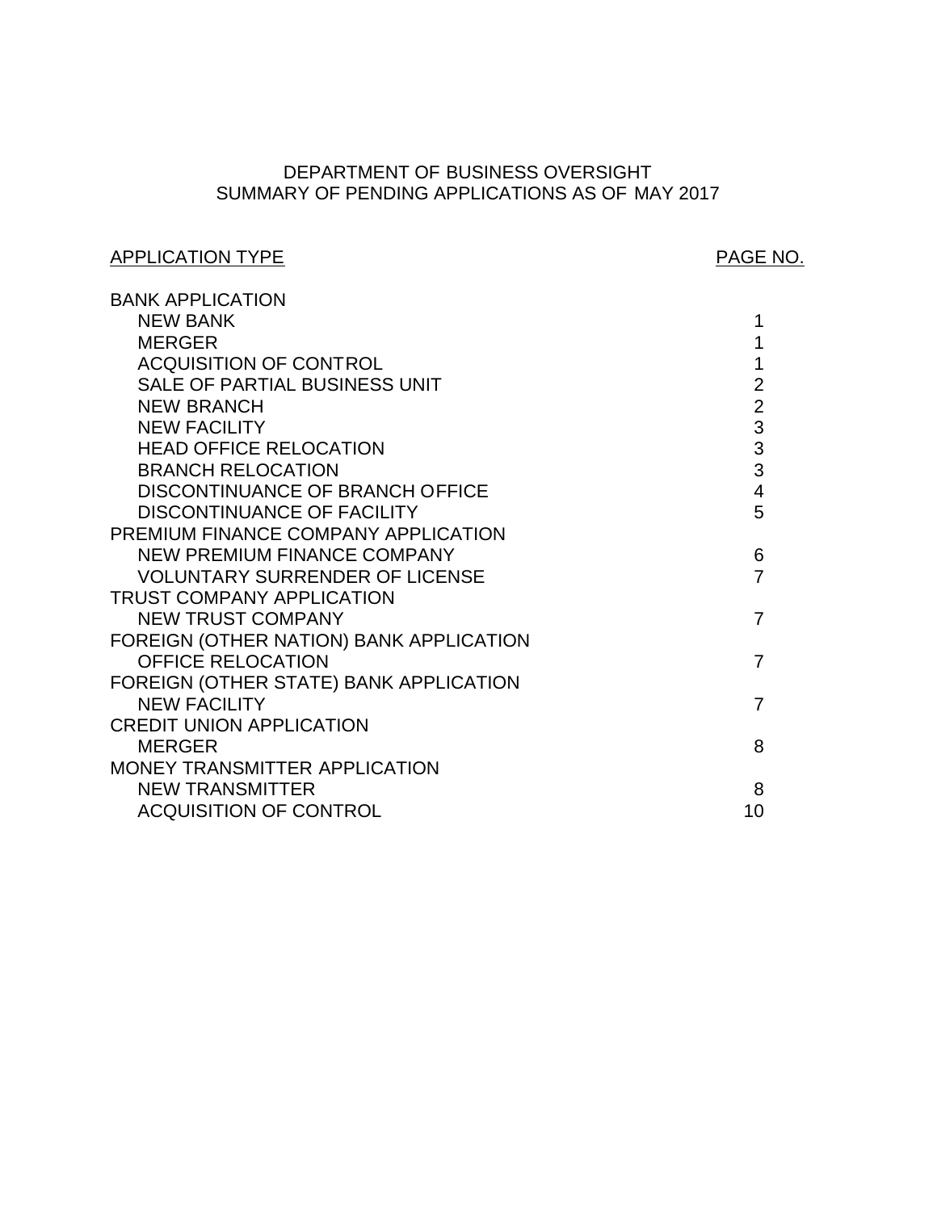# DEPARTMENT OF BUSINESS OVERSIGHT
## SUMMARY OF PENDING APPLICATIONS AS OF MAY 2017

| APPLICATION TYPE | PAGE NO. |
|---|---|
| BANK APPLICATION | |
| NEW BANK | 1 |
| MERGER | 1 |
| ACQUISITION OF CONTROL | 1 |
| SALE OF PARTIAL BUSINESS UNIT | 2 |
| NEW BRANCH | 2 |
| NEW FACILITY | 3 |
| HEAD OFFICE RELOCATION | 3 |
| BRANCH RELOCATION | 3 |
| DISCONTINUANCE OF BRANCH OFFICE | 4 |
| DISCONTINUANCE OF FACILITY | 5 |
| PREMIUM FINANCE COMPANY APPLICATION | |
| NEW PREMIUM FINANCE COMPANY | 6 |
| VOLUNTARY SURRENDER OF LICENSE | 7 |
| TRUST COMPANY APPLICATION | |
| NEW TRUST COMPANY | 7 |
| FOREIGN (OTHER NATION) BANK APPLICATION | |
| OFFICE RELOCATION | 7 |
| FOREIGN (OTHER STATE) BANK APPLICATION | |
| NEW FACILITY | 7 |
| CREDIT UNION APPLICATION | |
| MERGER | 8 |
| MONEY TRANSMITTER APPLICATION | |
| NEW TRANSMITTER | 8 |
| ACQUISITION OF CONTROL | 10 |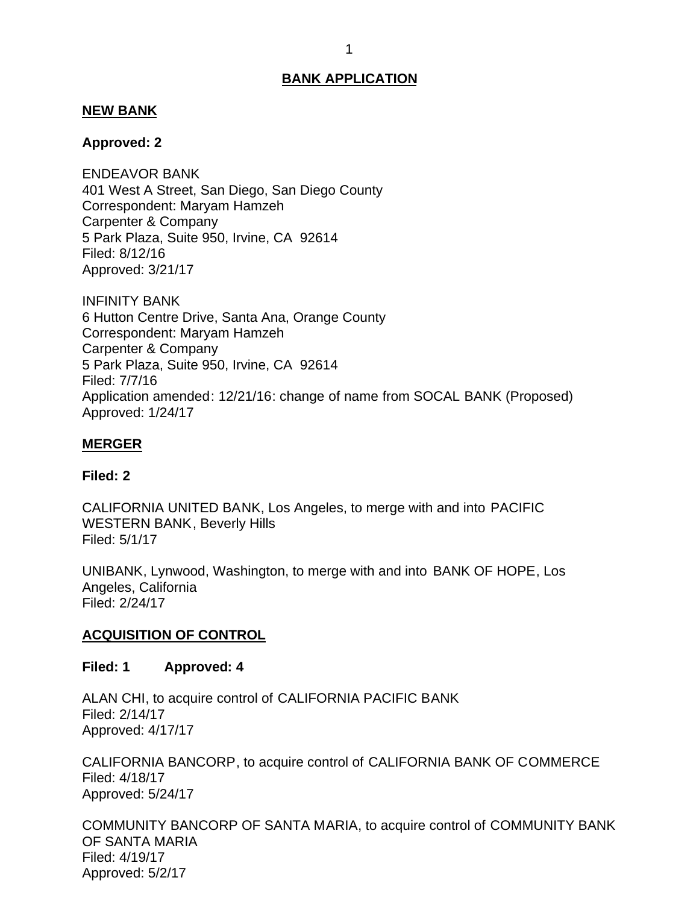## BANK APPLICATION

### NEW BANK

**Approved: 2**

ENDEAVOR BANK
401 West A Street, San Diego, San Diego County
Correspondent: Maryam Hamzeh
Carpenter & Company
5 Park Plaza, Suite 950, Irvine, CA 92614
Filed: 8/12/16
Approved: 3/21/17

INFINITY BANK
6 Hutton Centre Drive, Santa Ana, Orange County
Correspondent: Maryam Hamzeh
Carpenter & Company
5 Park Plaza, Suite 950, Irvine, CA 92614
Filed: 7/7/16
Application amended: 12/21/16: change of name from SOCAL BANK (Proposed)
Approved: 1/24/17

### MERGER

**Filed: 2**

CALIFORNIA UNITED BANK, Los Angeles, to merge with and into PACIFIC WESTERN BANK, Beverly Hills
Filed: 5/1/17

UNIBANK, Lynwood, Washington, to merge with and into BANK OF HOPE, Los Angeles, California
Filed: 2/24/17

### ACQUISITION OF CONTROL

**Filed: 1 Approved: 4**

ALAN CHI, to acquire control of CALIFORNIA PACIFIC BANK
Filed: 2/14/17
Approved: 4/17/17

CALIFORNIA BANCORP, to acquire control of CALIFORNIA BANK OF COMMERCE
Filed: 4/18/17
Approved: 5/24/17

COMMUNITY BANCORP OF SANTA MARIA, to acquire control of COMMUNITY BANK OF SANTA MARIA
Filed: 4/19/17
Approved: 5/2/17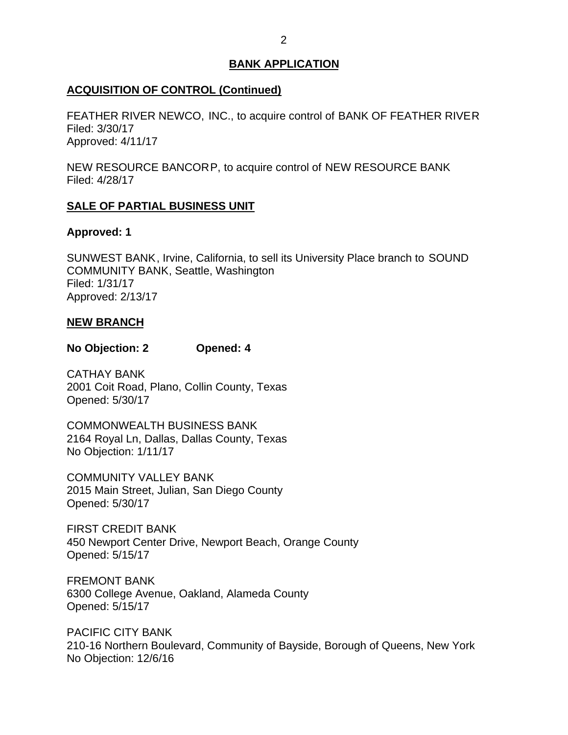## BANK APPLICATION

### ACQUISITION OF CONTROL (Continued)

FEATHER RIVER NEWCO, INC., to acquire control of BANK OF FEATHER RIVER
Filed: 3/30/17
Approved: 4/11/17

NEW RESOURCE BANCORP, to acquire control of NEW RESOURCE BANK
Filed: 4/28/17

### SALE OF PARTIAL BUSINESS UNIT

**Approved: 1**

SUNWEST BANK, Irvine, California, to sell its University Place branch to SOUND COMMUNITY BANK, Seattle, Washington
Filed: 1/31/17
Approved: 2/13/17

### NEW BRANCH

**No Objection: 2 Opened: 4**

CATHAY BANK
2001 Coit Road, Plano, Collin County, Texas
Opened: 5/30/17

COMMONWEALTH BUSINESS BANK
2164 Royal Ln, Dallas, Dallas County, Texas
No Objection: 1/11/17

COMMUNITY VALLEY BANK
2015 Main Street, Julian, San Diego County
Opened: 5/30/17

FIRST CREDIT BANK
450 Newport Center Drive, Newport Beach, Orange County
Opened: 5/15/17

FREMONT BANK
6300 College Avenue, Oakland, Alameda County
Opened: 5/15/17

PACIFIC CITY BANK
210-16 Northern Boulevard, Community of Bayside, Borough of Queens, New York
No Objection: 12/6/16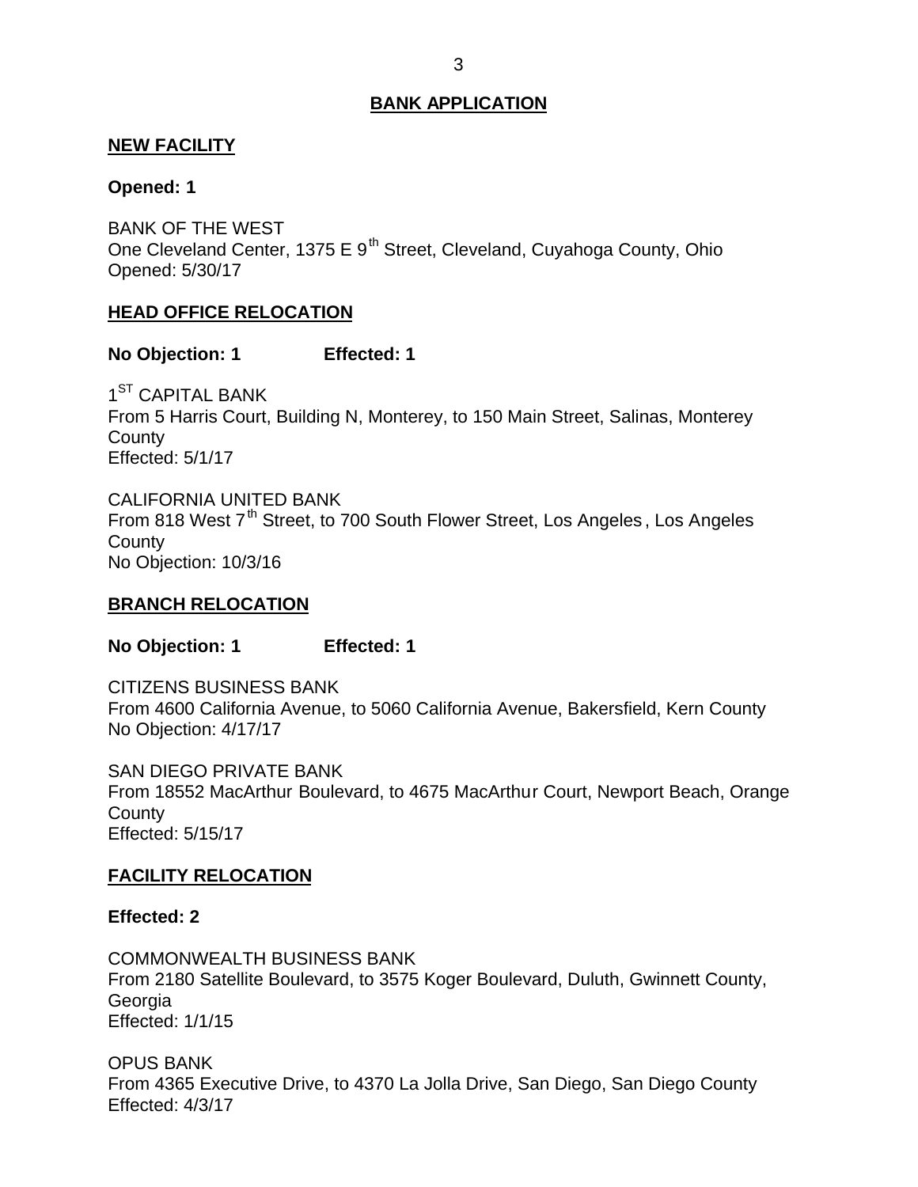## BANK APPLICATION

### NEW FACILITY

**Opened: 1**

BANK OF THE WEST
One Cleveland Center, 1375 E 9th Street, Cleveland, Cuyahoga County, Ohio
Opened: 5/30/17

### HEAD OFFICE RELOCATION

**No Objection: 1 Effected: 1**

1ST CAPITAL BANK
From 5 Harris Court, Building N, Monterey, to 150 Main Street, Salinas, Monterey County
Effected: 5/1/17

CALIFORNIA UNITED BANK
From 818 West 7th Street, to 700 South Flower Street, Los Angeles, Los Angeles County
No Objection: 10/3/16

### BRANCH RELOCATION

**No Objection: 1 Effected: 1**

CITIZENS BUSINESS BANK
From 4600 California Avenue, to 5060 California Avenue, Bakersfield, Kern County
No Objection: 4/17/17

SAN DIEGO PRIVATE BANK
From 18552 MacArthur Boulevard, to 4675 MacArthur Court, Newport Beach, Orange County
Effected: 5/15/17

### FACILITY RELOCATION

**Effected: 2**

COMMONWEALTH BUSINESS BANK
From 2180 Satellite Boulevard, to 3575 Koger Boulevard, Duluth, Gwinnett County, Georgia
Effected: 1/1/15

OPUS BANK
From 4365 Executive Drive, to 4370 La Jolla Drive, San Diego, San Diego County
Effected: 4/3/17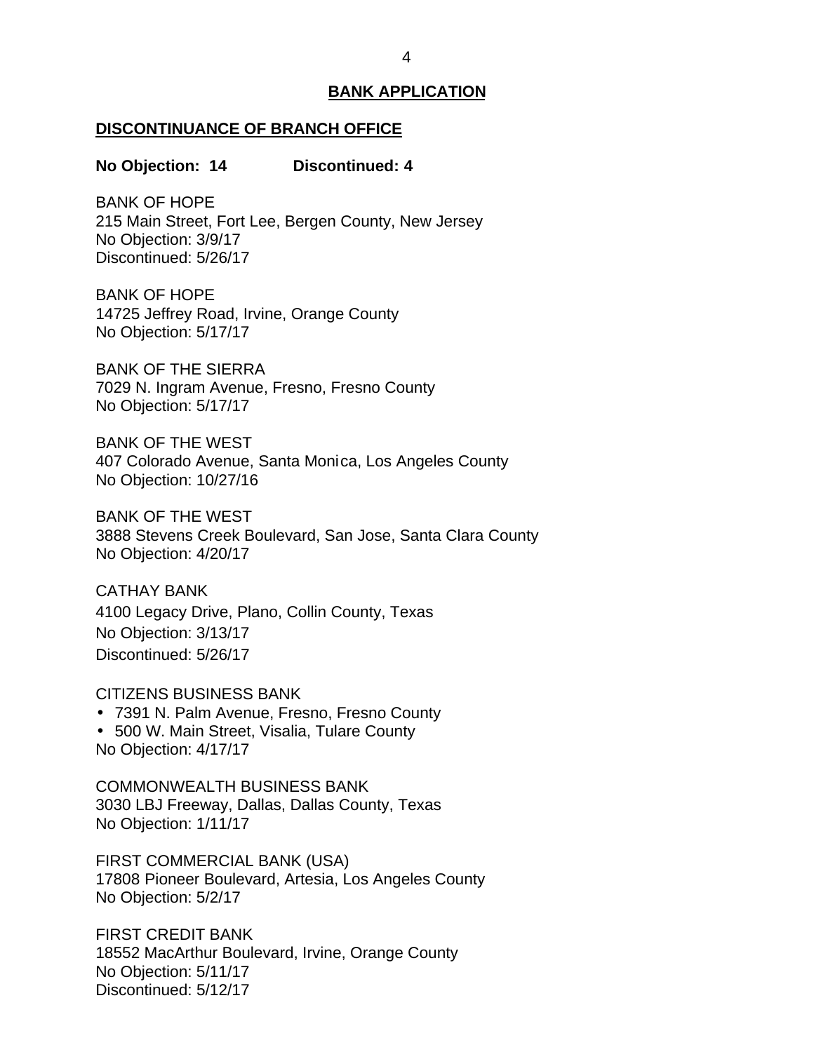## BANK APPLICATION

### DISCONTINUANCE OF BRANCH OFFICE

**No Objection: 14 Discontinued: 4**

BANK OF HOPE
215 Main Street, Fort Lee, Bergen County, New Jersey
No Objection: 3/9/17
Discontinued: 5/26/17

BANK OF HOPE
14725 Jeffrey Road, Irvine, Orange County
No Objection: 5/17/17

BANK OF THE SIERRA
7029 N. Ingram Avenue, Fresno, Fresno County
No Objection: 5/17/17

BANK OF THE WEST
407 Colorado Avenue, Santa Monica, Los Angeles County
No Objection: 10/27/16

BANK OF THE WEST
3888 Stevens Creek Boulevard, San Jose, Santa Clara County
No Objection: 4/20/17

CATHAY BANK
4100 Legacy Drive, Plano, Collin County, Texas
No Objection: 3/13/17
Discontinued: 5/26/17

CITIZENS BUSINESS BANK
- 7391 N. Palm Avenue, Fresno, Fresno County
- 500 W. Main Street, Visalia, Tulare County

No Objection: 4/17/17

COMMONWEALTH BUSINESS BANK
3030 LBJ Freeway, Dallas, Dallas County, Texas
No Objection: 1/11/17

FIRST COMMERCIAL BANK (USA)
17808 Pioneer Boulevard, Artesia, Los Angeles County
No Objection: 5/2/17

FIRST CREDIT BANK
18552 MacArthur Boulevard, Irvine, Orange County
No Objection: 5/11/17
Discontinued: 5/12/17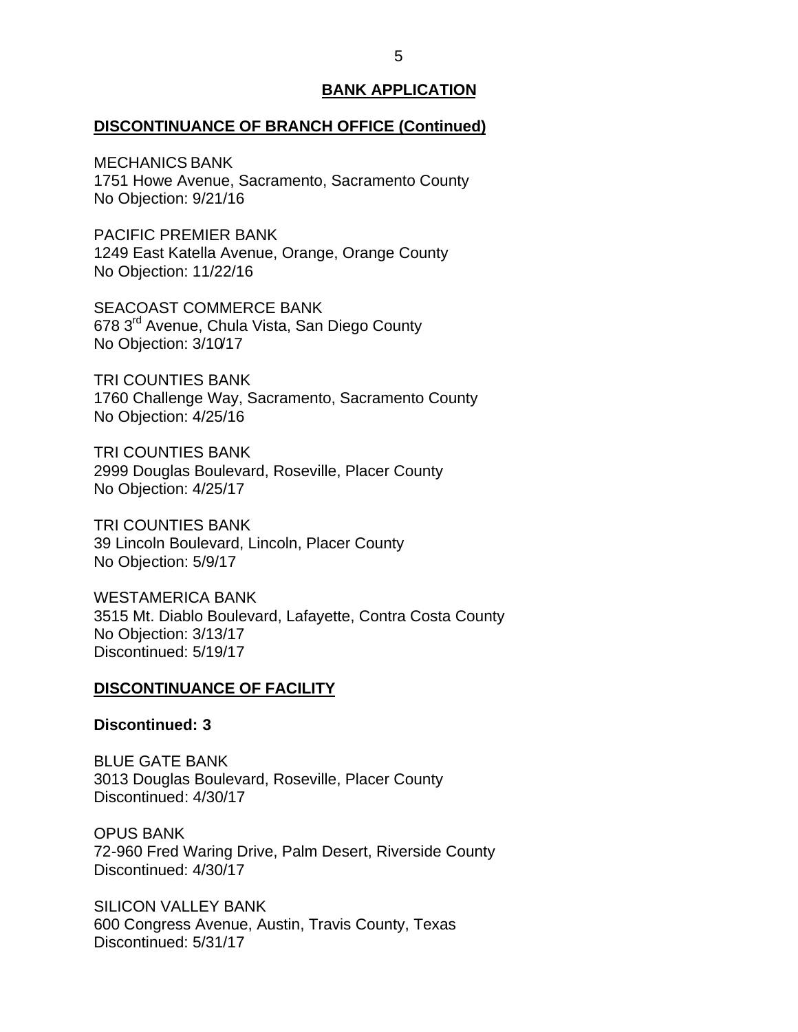## BANK APPLICATION

### DISCONTINUANCE OF BRANCH OFFICE (Continued)

MECHANICS BANK
1751 Howe Avenue, Sacramento, Sacramento County
No Objection: 9/21/16

PACIFIC PREMIER BANK
1249 East Katella Avenue, Orange, Orange County
No Objection: 11/22/16

SEACOAST COMMERCE BANK
678 3rd Avenue, Chula Vista, San Diego County
No Objection: 3/10/17

TRI COUNTIES BANK
1760 Challenge Way, Sacramento, Sacramento County
No Objection: 4/25/16

TRI COUNTIES BANK
2999 Douglas Boulevard, Roseville, Placer County
No Objection: 4/25/17

TRI COUNTIES BANK
39 Lincoln Boulevard, Lincoln, Placer County
No Objection: 5/9/17

WESTAMERICA BANK
3515 Mt. Diablo Boulevard, Lafayette, Contra Costa County
No Objection: 3/13/17
Discontinued: 5/19/17

### DISCONTINUANCE OF FACILITY

**Discontinued: 3**

BLUE GATE BANK
3013 Douglas Boulevard, Roseville, Placer County
Discontinued: 4/30/17

OPUS BANK
72-960 Fred Waring Drive, Palm Desert, Riverside County
Discontinued: 4/30/17

SILICON VALLEY BANK
600 Congress Avenue, Austin, Travis County, Texas
Discontinued: 5/31/17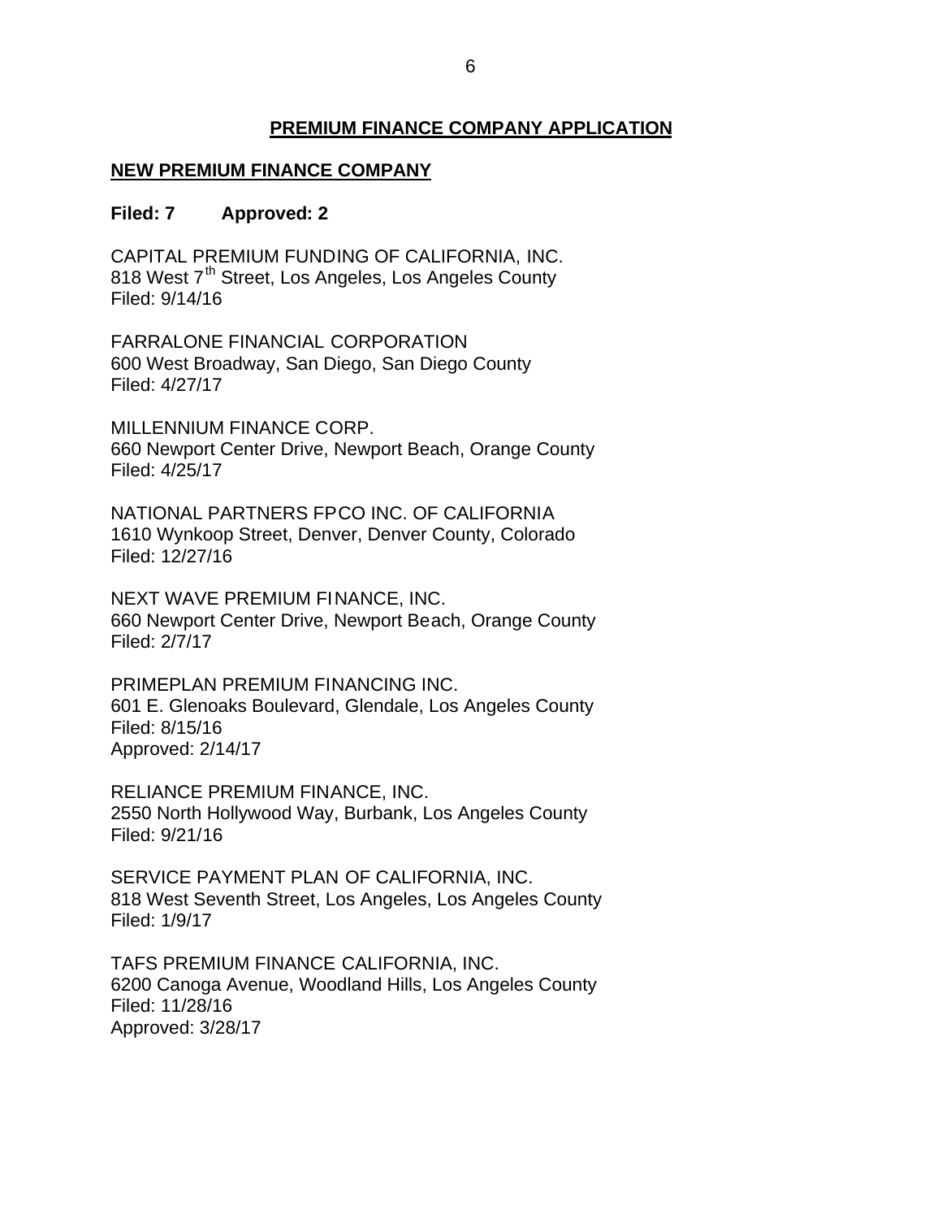## PREMIUM FINANCE COMPANY APPLICATION

### NEW PREMIUM FINANCE COMPANY

**Filed: 7 Approved: 2**

CAPITAL PREMIUM FUNDING OF CALIFORNIA, INC.
818 West 7th Street, Los Angeles, Los Angeles County
Filed: 9/14/16

FARRALONE FINANCIAL CORPORATION
600 West Broadway, San Diego, San Diego County
Filed: 4/27/17

MILLENNIUM FINANCE CORP.
660 Newport Center Drive, Newport Beach, Orange County
Filed: 4/25/17

NATIONAL PARTNERS FPCO INC. OF CALIFORNIA
1610 Wynkoop Street, Denver, Denver County, Colorado
Filed: 12/27/16

NEXT WAVE PREMIUM FINANCE, INC.
660 Newport Center Drive, Newport Beach, Orange County
Filed: 2/7/17

PRIMEPLAN PREMIUM FINANCING INC.
601 E. Glenoaks Boulevard, Glendale, Los Angeles County
Filed: 8/15/16
Approved: 2/14/17

RELIANCE PREMIUM FINANCE, INC.
2550 North Hollywood Way, Burbank, Los Angeles County
Filed: 9/21/16

SERVICE PAYMENT PLAN OF CALIFORNIA, INC.
818 West Seventh Street, Los Angeles, Los Angeles County
Filed: 1/9/17

TAFS PREMIUM FINANCE CALIFORNIA, INC.
6200 Canoga Avenue, Woodland Hills, Los Angeles County
Filed: 11/28/16
Approved: 3/28/17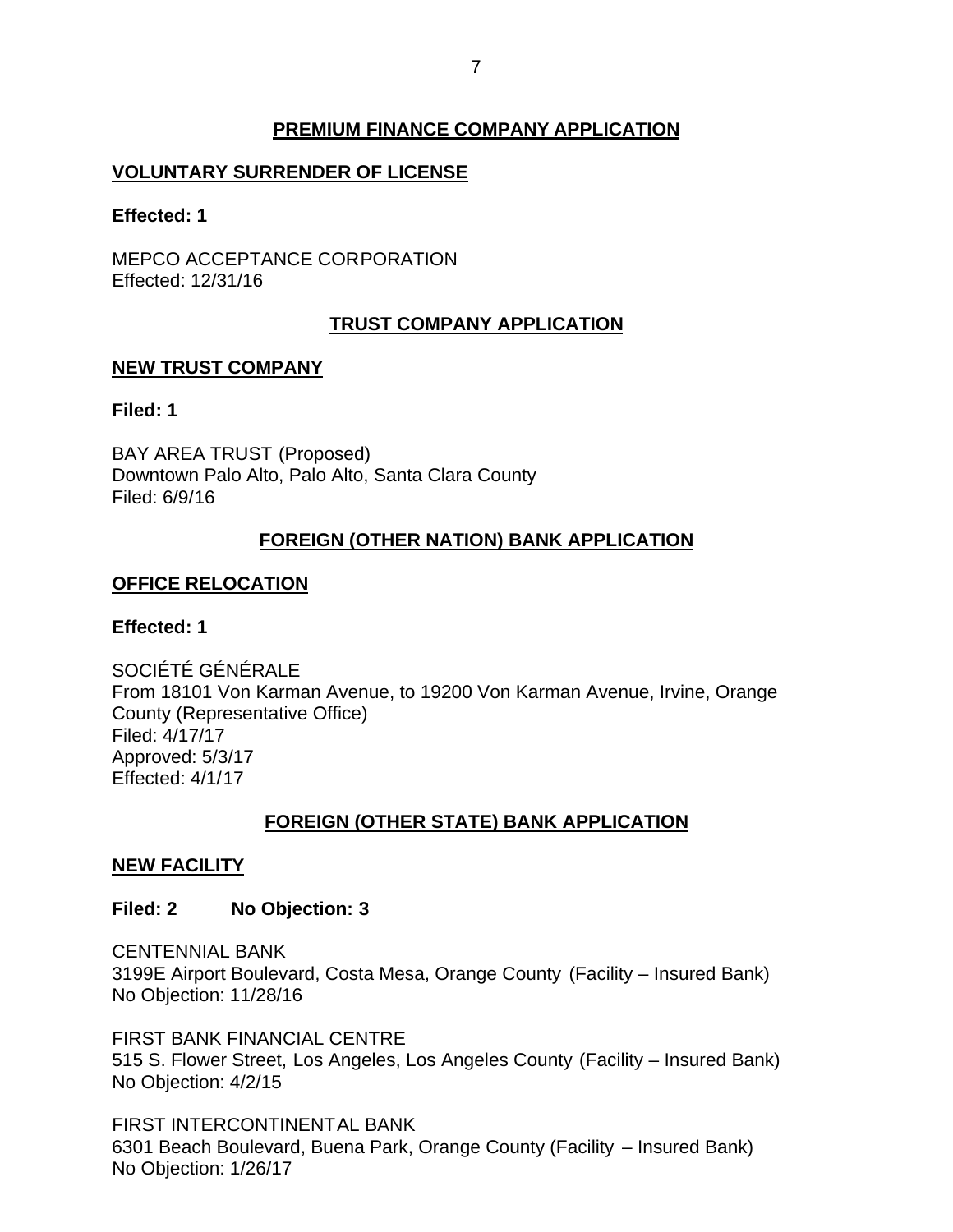## PREMIUM FINANCE COMPANY APPLICATION

### VOLUNTARY SURRENDER OF LICENSE

**Effected: 1**

MEPCO ACCEPTANCE CORPORATION
Effected: 12/31/16

## TRUST COMPANY APPLICATION

### NEW TRUST COMPANY

**Filed: 1**

BAY AREA TRUST (Proposed)
Downtown Palo Alto, Palo Alto, Santa Clara County
Filed: 6/9/16

## FOREIGN (OTHER NATION) BANK APPLICATION

### OFFICE RELOCATION

**Effected: 1**

SOCIÉTÉ GÉNÉRALE
From 18101 Von Karman Avenue, to 19200 Von Karman Avenue, Irvine, Orange County (Representative Office)
Filed: 4/17/17
Approved: 5/3/17
Effected: 4/1/17

## FOREIGN (OTHER STATE) BANK APPLICATION

### NEW FACILITY

**Filed: 2 No Objection: 3**

CENTENNIAL BANK
3199E Airport Boulevard, Costa Mesa, Orange County (Facility – Insured Bank)
No Objection: 11/28/16

FIRST BANK FINANCIAL CENTRE
515 S. Flower Street, Los Angeles, Los Angeles County (Facility – Insured Bank)
No Objection: 4/2/15

FIRST INTERCONTINENTAL BANK
6301 Beach Boulevard, Buena Park, Orange County (Facility – Insured Bank)
No Objection: 1/26/17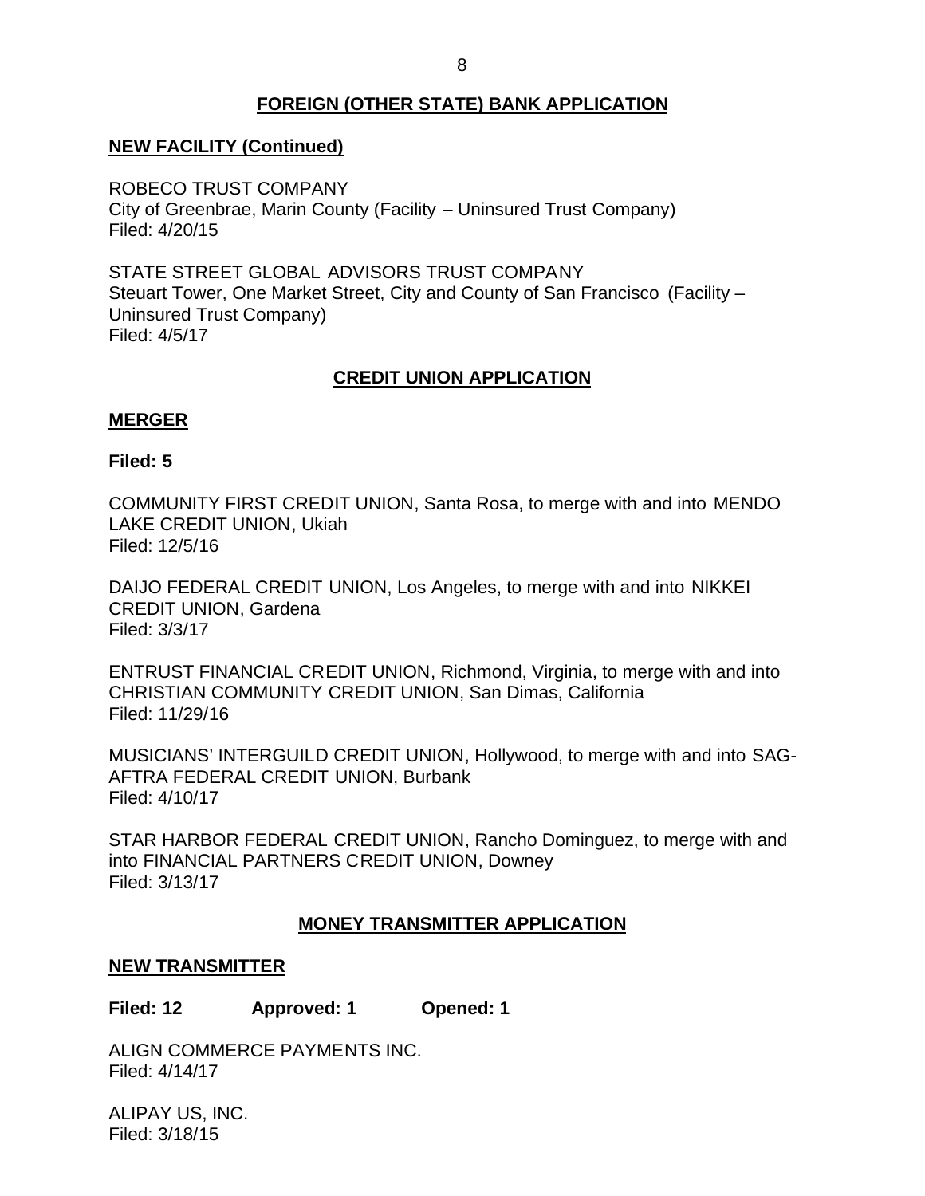## FOREIGN (OTHER STATE) BANK APPLICATION

### NEW FACILITY (Continued)

ROBECO TRUST COMPANY
City of Greenbrae, Marin County (Facility – Uninsured Trust Company)
Filed: 4/20/15

STATE STREET GLOBAL ADVISORS TRUST COMPANY
Steuart Tower, One Market Street, City and County of San Francisco (Facility – Uninsured Trust Company)
Filed: 4/5/17

## CREDIT UNION APPLICATION

### MERGER

**Filed: 5**

COMMUNITY FIRST CREDIT UNION, Santa Rosa, to merge with and into MENDO LAKE CREDIT UNION, Ukiah
Filed: 12/5/16

DAIJO FEDERAL CREDIT UNION, Los Angeles, to merge with and into NIKKEI CREDIT UNION, Gardena
Filed: 3/3/17

ENTRUST FINANCIAL CREDIT UNION, Richmond, Virginia, to merge with and into CHRISTIAN COMMUNITY CREDIT UNION, San Dimas, California
Filed: 11/29/16

MUSICIANS' INTERGUILD CREDIT UNION, Hollywood, to merge with and into SAG-AFTRA FEDERAL CREDIT UNION, Burbank
Filed: 4/10/17

STAR HARBOR FEDERAL CREDIT UNION, Rancho Dominguez, to merge with and into FINANCIAL PARTNERS CREDIT UNION, Downey
Filed: 3/13/17

## MONEY TRANSMITTER APPLICATION

### NEW TRANSMITTER

**Filed: 12 Approved: 1 Opened: 1**

ALIGN COMMERCE PAYMENTS INC.
Filed: 4/14/17

ALIPAY US, INC.
Filed: 3/18/15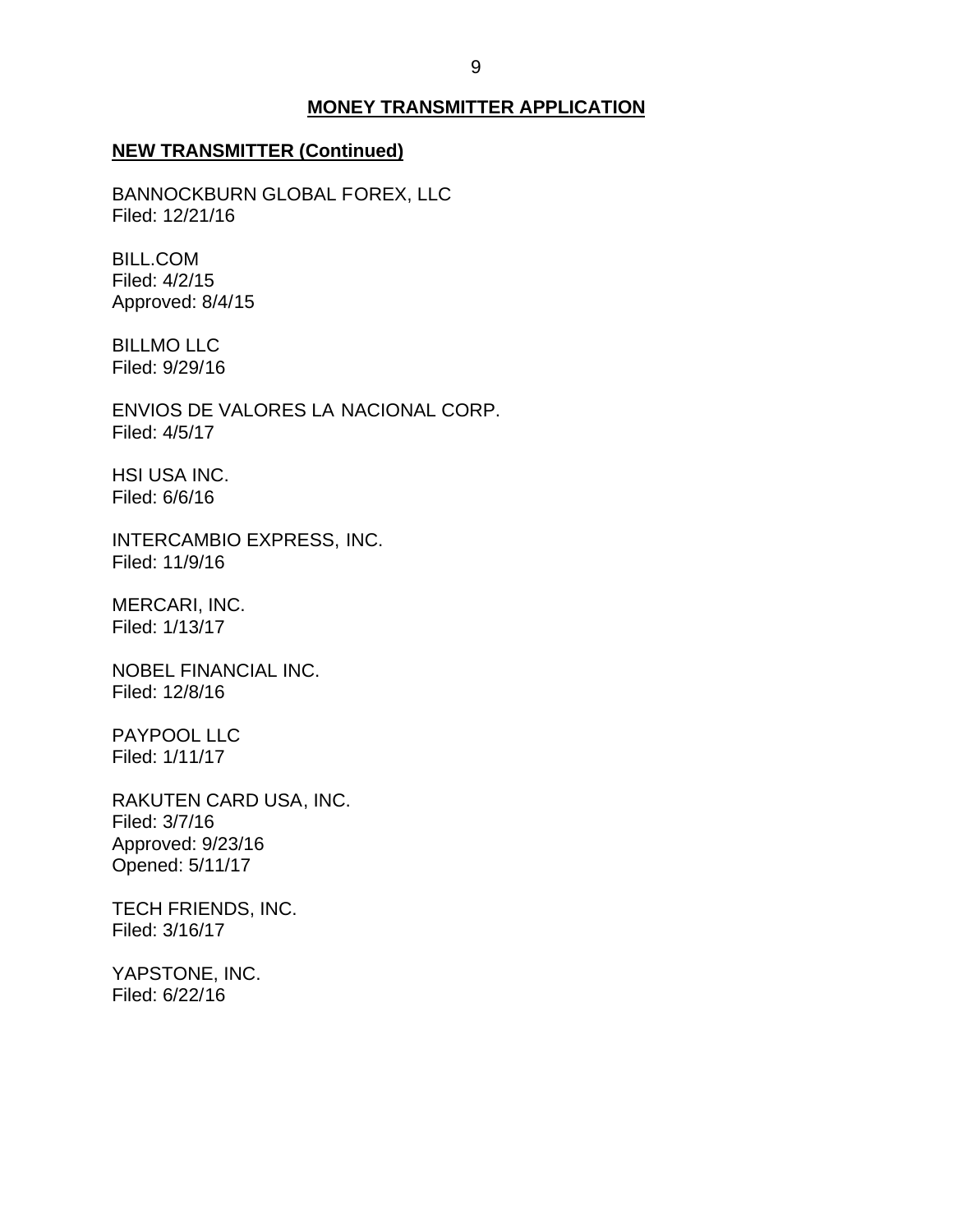## MONEY TRANSMITTER APPLICATION

### NEW TRANSMITTER (Continued)

BANNOCKBURN GLOBAL FOREX, LLC
Filed: 12/21/16

BILL.COM
Filed: 4/2/15
Approved: 8/4/15

BILLMO LLC
Filed: 9/29/16

ENVIOS DE VALORES LA NACIONAL CORP.
Filed: 4/5/17

HSI USA INC.
Filed: 6/6/16

INTERCAMBIO EXPRESS, INC.
Filed: 11/9/16

MERCARI, INC.
Filed: 1/13/17

NOBEL FINANCIAL INC.
Filed: 12/8/16

PAYPOOL LLC
Filed: 1/11/17

RAKUTEN CARD USA, INC.
Filed: 3/7/16
Approved: 9/23/16
Opened: 5/11/17

TECH FRIENDS, INC.
Filed: 3/16/17

YAPSTONE, INC.
Filed: 6/22/16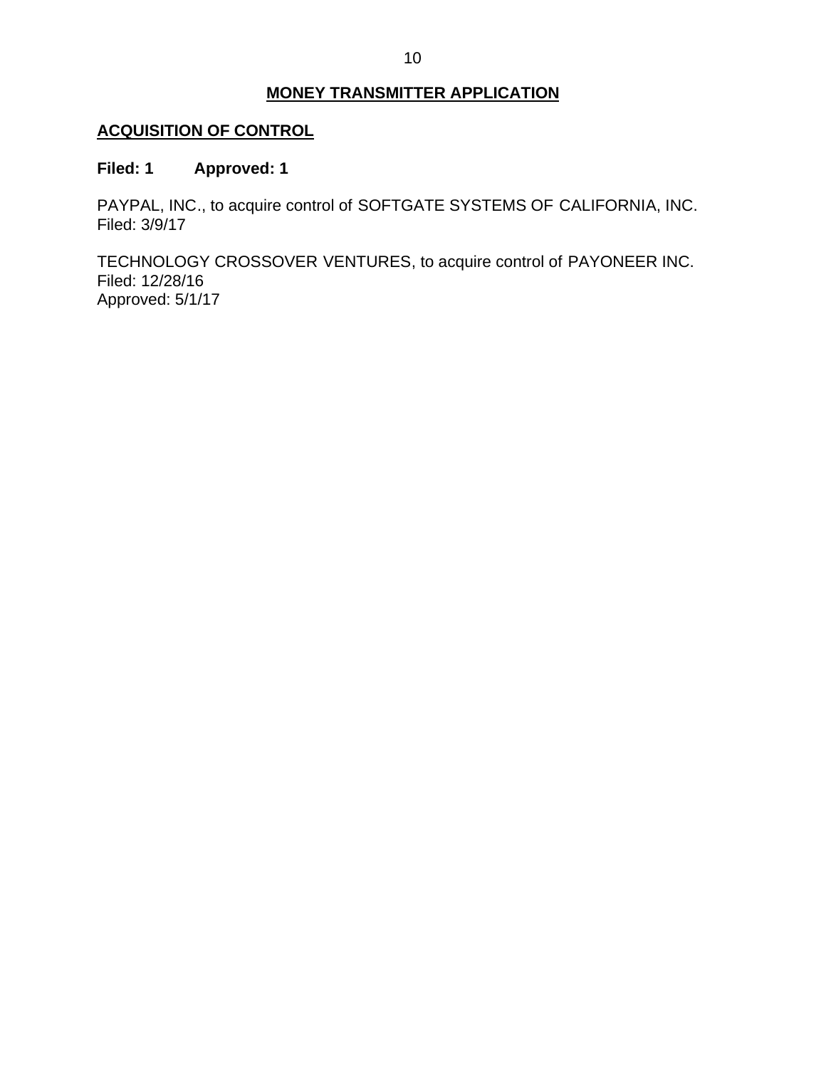## MONEY TRANSMITTER APPLICATION

### ACQUISITION OF CONTROL

**Filed: 1 Approved: 1**

PAYPAL, INC., to acquire control of SOFTGATE SYSTEMS OF CALIFORNIA, INC.
Filed: 3/9/17

TECHNOLOGY CROSSOVER VENTURES, to acquire control of PAYONEER INC.
Filed: 12/28/16
Approved: 5/1/17